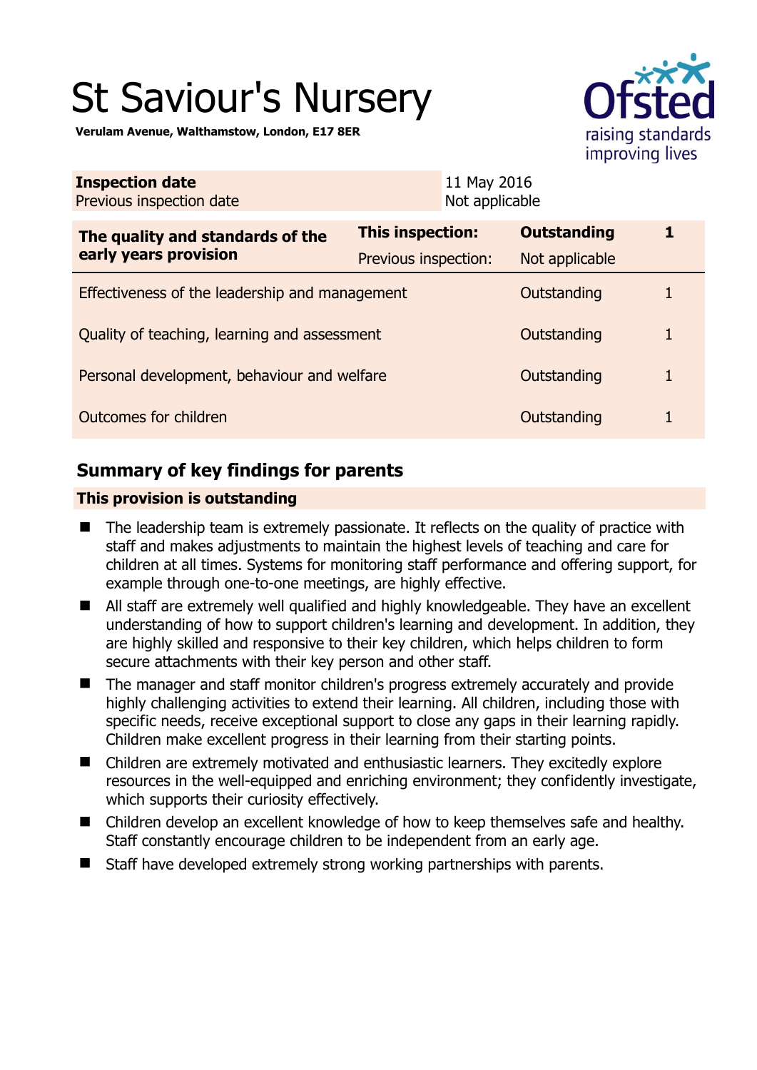# St Saviour's Nursery

**Verulam Avenue, Walthamstow, London, E17 8ER**

| **Inspection date** | 11 May 2016 |
|---|---|
| Previous inspection date | Not applicable |

| **The quality and standards of the early years provision** | **This inspection:** | **Outstanding** | **1** |
|---|---|---|---|
| | Previous inspection: | Not applicable | |
| Effectiveness of the leadership and management | | Outstanding | 1 |
| Quality of teaching, learning and assessment | | Outstanding | 1 |
| Personal development, behaviour and welfare | | Outstanding | 1 |
| Outcomes for children | | Outstanding | 1 |

## Summary of key findings for parents

**This provision is outstanding**

- The leadership team is extremely passionate. It reflects on the quality of practice with staff and makes adjustments to maintain the highest levels of teaching and care for children at all times. Systems for monitoring staff performance and offering support, for example through one-to-one meetings, are highly effective.
- All staff are extremely well qualified and highly knowledgeable. They have an excellent understanding of how to support children's learning and development. In addition, they are highly skilled and responsive to their key children, which helps children to form secure attachments with their key person and other staff.
- The manager and staff monitor children's progress extremely accurately and provide highly challenging activities to extend their learning. All children, including those with specific needs, receive exceptional support to close any gaps in their learning rapidly. Children make excellent progress in their learning from their starting points.
- Children are extremely motivated and enthusiastic learners. They excitedly explore resources in the well-equipped and enriching environment; they confidently investigate, which supports their curiosity effectively.
- Children develop an excellent knowledge of how to keep themselves safe and healthy. Staff constantly encourage children to be independent from an early age.
- Staff have developed extremely strong working partnerships with parents.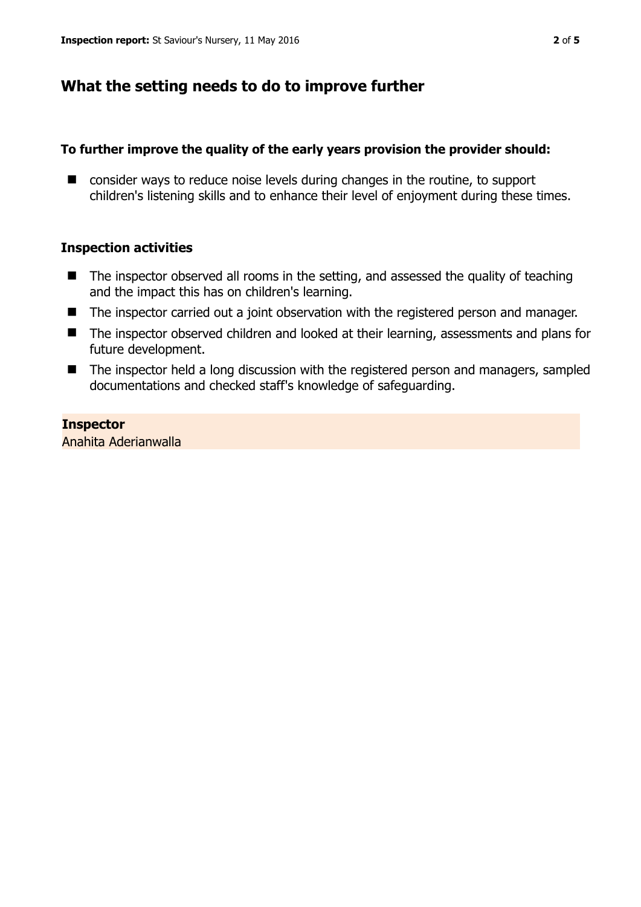## What the setting needs to do to improve further

### To further improve the quality of the early years provision the provider should:

- consider ways to reduce noise levels during changes in the routine, to support children's listening skills and to enhance their level of enjoyment during these times.

### Inspection activities

- The inspector observed all rooms in the setting, and assessed the quality of teaching and the impact this has on children's learning.
- The inspector carried out a joint observation with the registered person and manager.
- The inspector observed children and looked at their learning, assessments and plans for future development.
- The inspector held a long discussion with the registered person and managers, sampled documentations and checked staff's knowledge of safeguarding.

**Inspector**
Anahita Aderianwalla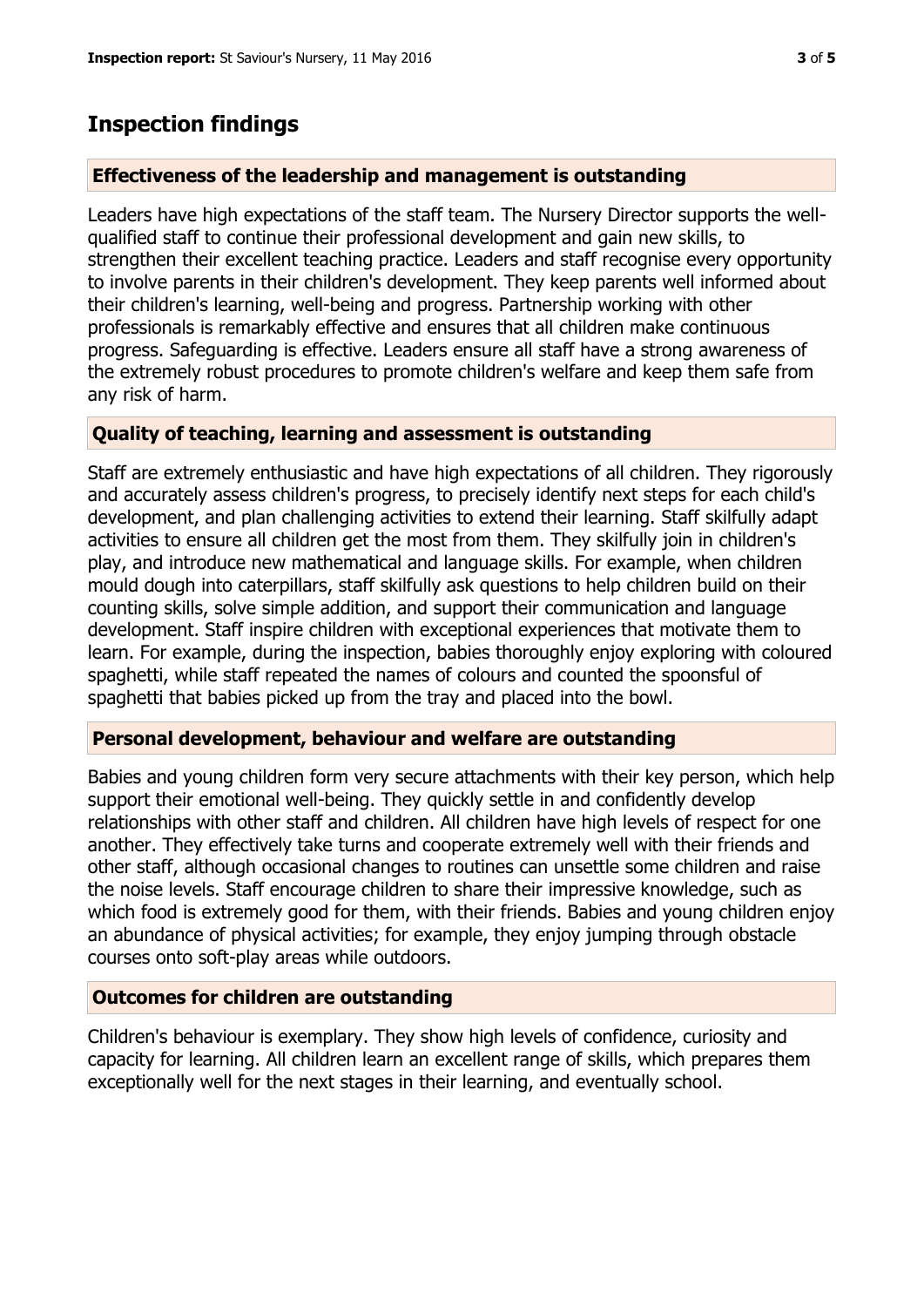## Inspection findings

### Effectiveness of the leadership and management is outstanding

Leaders have high expectations of the staff team. The Nursery Director supports the well-qualified staff to continue their professional development and gain new skills, to strengthen their excellent teaching practice. Leaders and staff recognise every opportunity to involve parents in their children's development. They keep parents well informed about their children's learning, well-being and progress. Partnership working with other professionals is remarkably effective and ensures that all children make continuous progress. Safeguarding is effective. Leaders ensure all staff have a strong awareness of the extremely robust procedures to promote children's welfare and keep them safe from any risk of harm.

### Quality of teaching, learning and assessment is outstanding

Staff are extremely enthusiastic and have high expectations of all children. They rigorously and accurately assess children's progress, to precisely identify next steps for each child's development, and plan challenging activities to extend their learning. Staff skilfully adapt activities to ensure all children get the most from them. They skilfully join in children's play, and introduce new mathematical and language skills. For example, when children mould dough into caterpillars, staff skilfully ask questions to help children build on their counting skills, solve simple addition, and support their communication and language development. Staff inspire children with exceptional experiences that motivate them to learn. For example, during the inspection, babies thoroughly enjoy exploring with coloured spaghetti, while staff repeated the names of colours and counted the spoonsful of spaghetti that babies picked up from the tray and placed into the bowl.

### Personal development, behaviour and welfare are outstanding

Babies and young children form very secure attachments with their key person, which help support their emotional well-being. They quickly settle in and confidently develop relationships with other staff and children. All children have high levels of respect for one another. They effectively take turns and cooperate extremely well with their friends and other staff, although occasional changes to routines can unsettle some children and raise the noise levels. Staff encourage children to share their impressive knowledge, such as which food is extremely good for them, with their friends. Babies and young children enjoy an abundance of physical activities; for example, they enjoy jumping through obstacle courses onto soft-play areas while outdoors.

### Outcomes for children are outstanding

Children's behaviour is exemplary. They show high levels of confidence, curiosity and capacity for learning. All children learn an excellent range of skills, which prepares them exceptionally well for the next stages in their learning, and eventually school.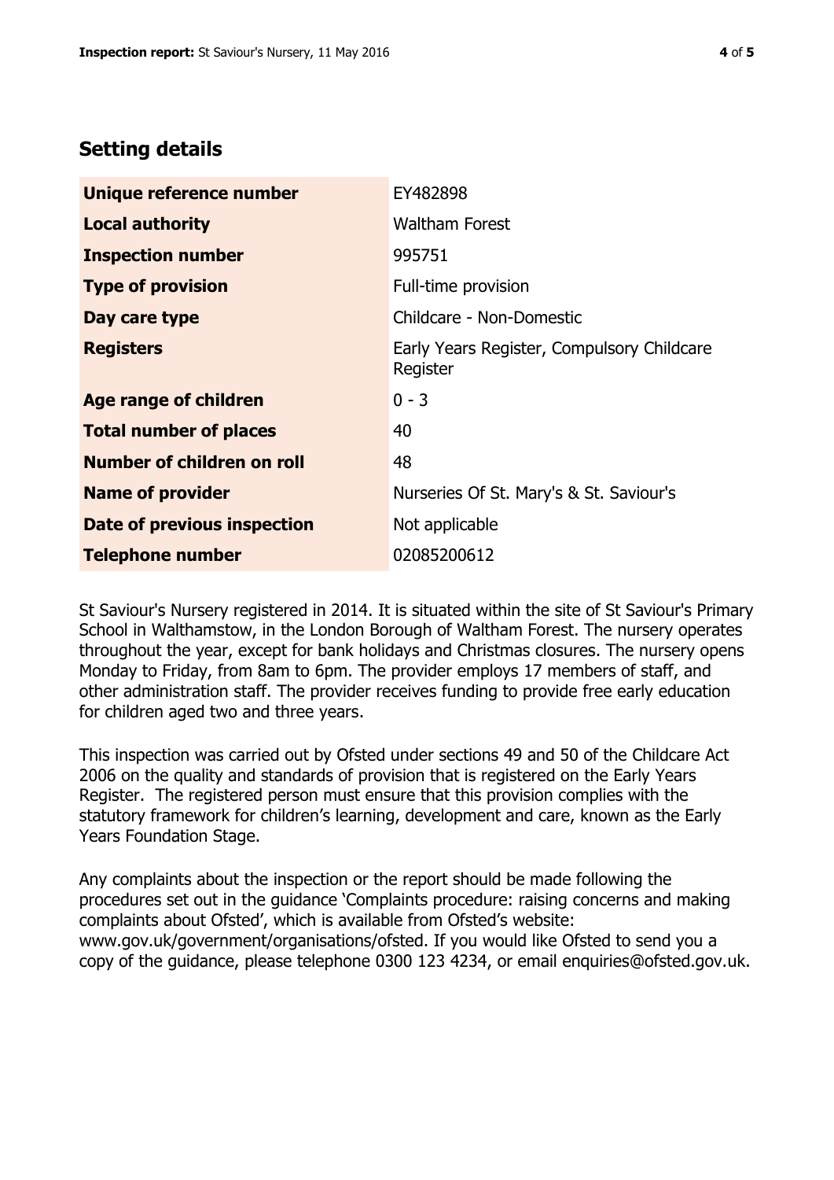## Setting details

| | |
|---|---|
| **Unique reference number** | EY482898 |
| **Local authority** | Waltham Forest |
| **Inspection number** | 995751 |
| **Type of provision** | Full-time provision |
| **Day care type** | Childcare - Non-Domestic |
| **Registers** | Early Years Register, Compulsory Childcare Register |
| **Age range of children** | 0 - 3 |
| **Total number of places** | 40 |
| **Number of children on roll** | 48 |
| **Name of provider** | Nurseries Of St. Mary's & St. Saviour's |
| **Date of previous inspection** | Not applicable |
| **Telephone number** | 02085200612 |

St Saviour's Nursery registered in 2014. It is situated within the site of St Saviour's Primary School in Walthamstow, in the London Borough of Waltham Forest. The nursery operates throughout the year, except for bank holidays and Christmas closures. The nursery opens Monday to Friday, from 8am to 6pm. The provider employs 17 members of staff, and other administration staff. The provider receives funding to provide free early education for children aged two and three years.

This inspection was carried out by Ofsted under sections 49 and 50 of the Childcare Act 2006 on the quality and standards of provision that is registered on the Early Years Register. The registered person must ensure that this provision complies with the statutory framework for children's learning, development and care, known as the Early Years Foundation Stage.

Any complaints about the inspection or the report should be made following the procedures set out in the guidance 'Complaints procedure: raising concerns and making complaints about Ofsted', which is available from Ofsted's website: www.gov.uk/government/organisations/ofsted. If you would like Ofsted to send you a copy of the guidance, please telephone 0300 123 4234, or email enquiries@ofsted.gov.uk.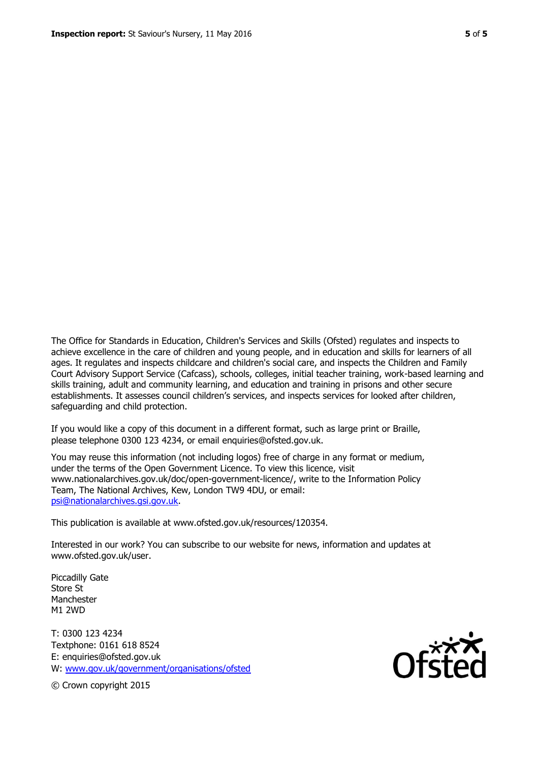The Office for Standards in Education, Children's Services and Skills (Ofsted) regulates and inspects to achieve excellence in the care of children and young people, and in education and skills for learners of all ages. It regulates and inspects childcare and children's social care, and inspects the Children and Family Court Advisory Support Service (Cafcass), schools, colleges, initial teacher training, work-based learning and skills training, adult and community learning, and education and training in prisons and other secure establishments. It assesses council children's services, and inspects services for looked after children, safeguarding and child protection.

If you would like a copy of this document in a different format, such as large print or Braille, please telephone 0300 123 4234, or email enquiries@ofsted.gov.uk.

You may reuse this information (not including logos) free of charge in any format or medium, under the terms of the Open Government Licence. To view this licence, visit www.nationalarchives.gov.uk/doc/open-government-licence/, write to the Information Policy Team, The National Archives, Kew, London TW9 4DU, or email: psi@nationalarchives.gsi.gov.uk.

This publication is available at www.ofsted.gov.uk/resources/120354.

Interested in our work? You can subscribe to our website for news, information and updates at www.ofsted.gov.uk/user.

Piccadilly Gate
Store St
Manchester
M1 2WD

T: 0300 123 4234
Textphone: 0161 618 8524
E: enquiries@ofsted.gov.uk
W: www.gov.uk/government/organisations/ofsted

© Crown copyright 2015